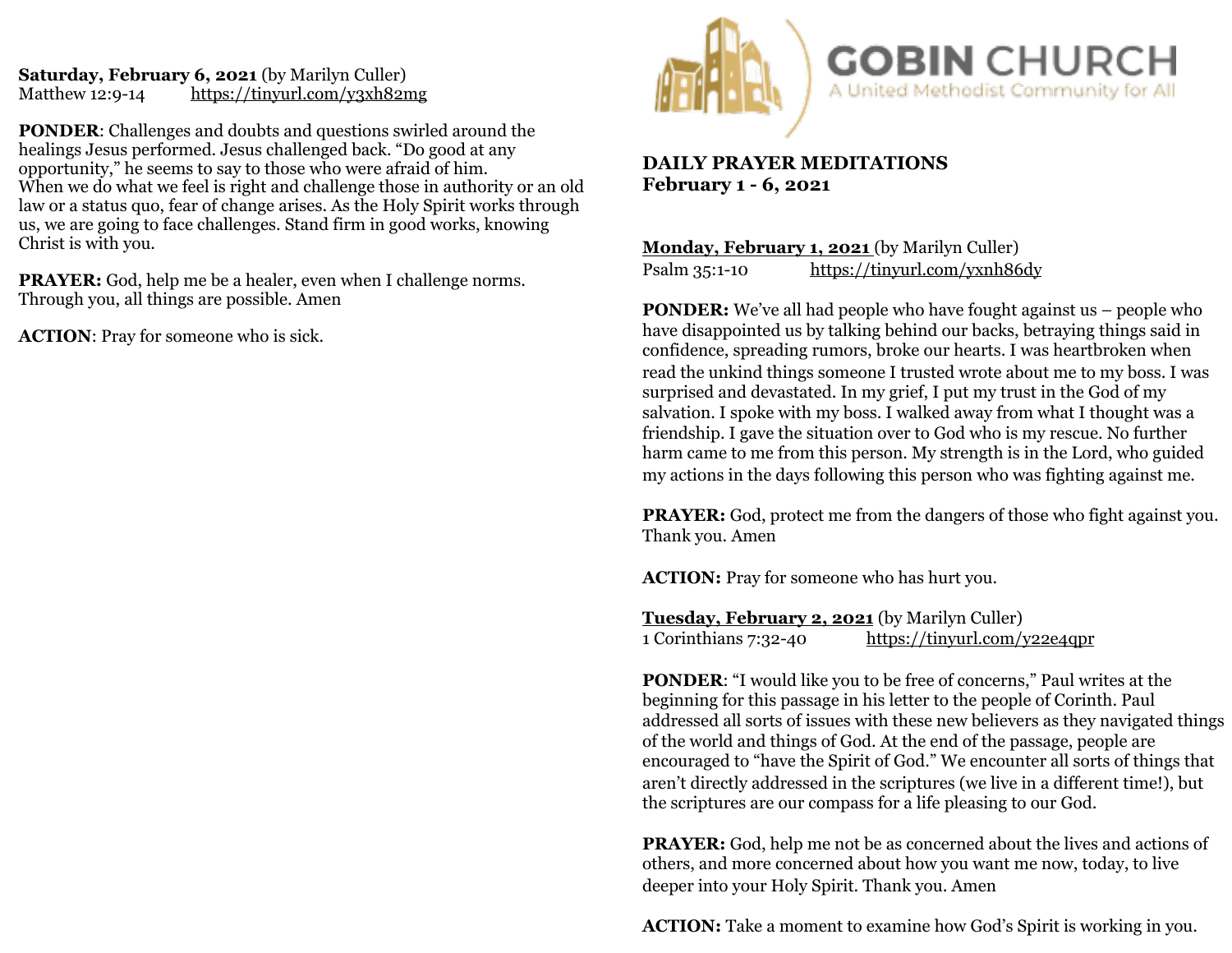GOBIN CHURCH
A United Methodist Community for All

## DAILY PRAYER MEDITATIONS
## February 1 - 6, 2021

**Monday, February 1, 2021** (by Marilyn Culler)
Psalm 35:1-10 https://tinyurl.com/yxnh86dy

**PONDER:** We've all had people who have fought against us – people who have disappointed us by talking behind our backs, betraying things said in confidence, spreading rumors, broke our hearts. I was heartbroken when read the unkind things someone I trusted wrote about me to my boss. I was surprised and devastated. In my grief, I put my trust in the God of my salvation. I spoke with my boss. I walked away from what I thought was a friendship. I gave the situation over to God who is my rescue. No further harm came to me from this person. My strength is in the Lord, who guided my actions in the days following this person who was fighting against me.

**PRAYER:** God, protect me from the dangers of those who fight against you. Thank you. Amen

**ACTION:** Pray for someone who has hurt you.

**Tuesday, February 2, 2021** (by Marilyn Culler)
1 Corinthians 7:32-40 https://tinyurl.com/y22e4qpr

**PONDER**: "I would like you to be free of concerns," Paul writes at the beginning for this passage in his letter to the people of Corinth. Paul addressed all sorts of issues with these new believers as they navigated things of the world and things of God. At the end of the passage, people are encouraged to "have the Spirit of God." We encounter all sorts of things that aren't directly addressed in the scriptures (we live in a different time!), but the scriptures are our compass for a life pleasing to our God.

**PRAYER:** God, help me not be as concerned about the lives and actions of others, and more concerned about how you want me now, today, to live deeper into your Holy Spirit. Thank you. Amen

**ACTION:** Take a moment to examine how God's Spirit is working in you.

**Saturday, February 6, 2021** (by Marilyn Culler)
Matthew 12:9-14 https://tinyurl.com/y3xh82mg

**PONDER**: Challenges and doubts and questions swirled around the healings Jesus performed. Jesus challenged back. "Do good at any opportunity," he seems to say to those who were afraid of him.
When we do what we feel is right and challenge those in authority or an old law or a status quo, fear of change arises. As the Holy Spirit works through us, we are going to face challenges. Stand firm in good works, knowing Christ is with you.

**PRAYER:** God, help me be a healer, even when I challenge norms. Through you, all things are possible. Amen

**ACTION**: Pray for someone who is sick.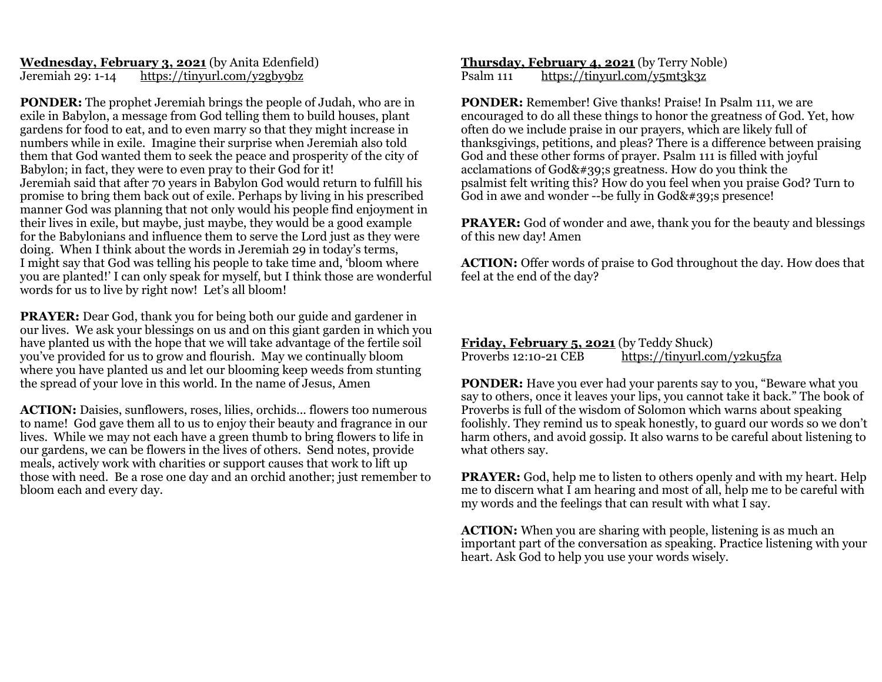**Wednesday, February 3, 2021** (by Anita Edenfield)
Jeremiah 29: 1-14 https://tinyurl.com/y2gby9bz

**PONDER:** The prophet Jeremiah brings the people of Judah, who are in exile in Babylon, a message from God telling them to build houses, plant gardens for food to eat, and to even marry so that they might increase in numbers while in exile. Imagine their surprise when Jeremiah also told them that God wanted them to seek the peace and prosperity of the city of Babylon; in fact, they were to even pray to their God for it!
Jeremiah said that after 70 years in Babylon God would return to fulfill his promise to bring them back out of exile. Perhaps by living in his prescribed manner God was planning that not only would his people find enjoyment in their lives in exile, but maybe, just maybe, they would be a good example for the Babylonians and influence them to serve the Lord just as they were doing. When I think about the words in Jeremiah 29 in today's terms, I might say that God was telling his people to take time and, 'bloom where you are planted!' I can only speak for myself, but I think those are wonderful words for us to live by right now! Let's all bloom!

**PRAYER:** Dear God, thank you for being both our guide and gardener in our lives. We ask your blessings on us and on this giant garden in which you have planted us with the hope that we will take advantage of the fertile soil you've provided for us to grow and flourish. May we continually bloom where you have planted us and let our blooming keep weeds from stunting the spread of your love in this world. In the name of Jesus, Amen

**ACTION:** Daisies, sunflowers, roses, lilies, orchids... flowers too numerous to name! God gave them all to us to enjoy their beauty and fragrance in our lives. While we may not each have a green thumb to bring flowers to life in our gardens, we can be flowers in the lives of others. Send notes, provide meals, actively work with charities or support causes that work to lift up those with need. Be a rose one day and an orchid another; just remember to bloom each and every day.

**Thursday, February 4, 2021** (by Terry Noble)
Psalm 111 https://tinyurl.com/y5mt3k3z

**PONDER:** Remember! Give thanks! Praise! In Psalm 111, we are encouraged to do all these things to honor the greatness of God. Yet, how often do we include praise in our prayers, which are likely full of thanksgivings, petitions, and pleas? There is a difference between praising God and these other forms of prayer. Psalm 111 is filled with joyful acclamations of God&#39;s greatness. How do you think the psalmist felt writing this? How do you feel when you praise God? Turn to God in awe and wonder --be fully in God&#39;s presence!

**PRAYER:** God of wonder and awe, thank you for the beauty and blessings of this new day! Amen

**ACTION:** Offer words of praise to God throughout the day. How does that feel at the end of the day?

**Friday, February 5, 2021** (by Teddy Shuck)
Proverbs 12:10-21 CEB https://tinyurl.com/y2ku5fza

**PONDER:** Have you ever had your parents say to you, "Beware what you say to others, once it leaves your lips, you cannot take it back." The book of Proverbs is full of the wisdom of Solomon which warns about speaking foolishly. They remind us to speak honestly, to guard our words so we don't harm others, and avoid gossip. It also warns to be careful about listening to what others say.

**PRAYER:** God, help me to listen to others openly and with my heart. Help me to discern what I am hearing and most of all, help me to be careful with my words and the feelings that can result with what I say.

**ACTION:** When you are sharing with people, listening is as much an important part of the conversation as speaking. Practice listening with your heart. Ask God to help you use your words wisely.